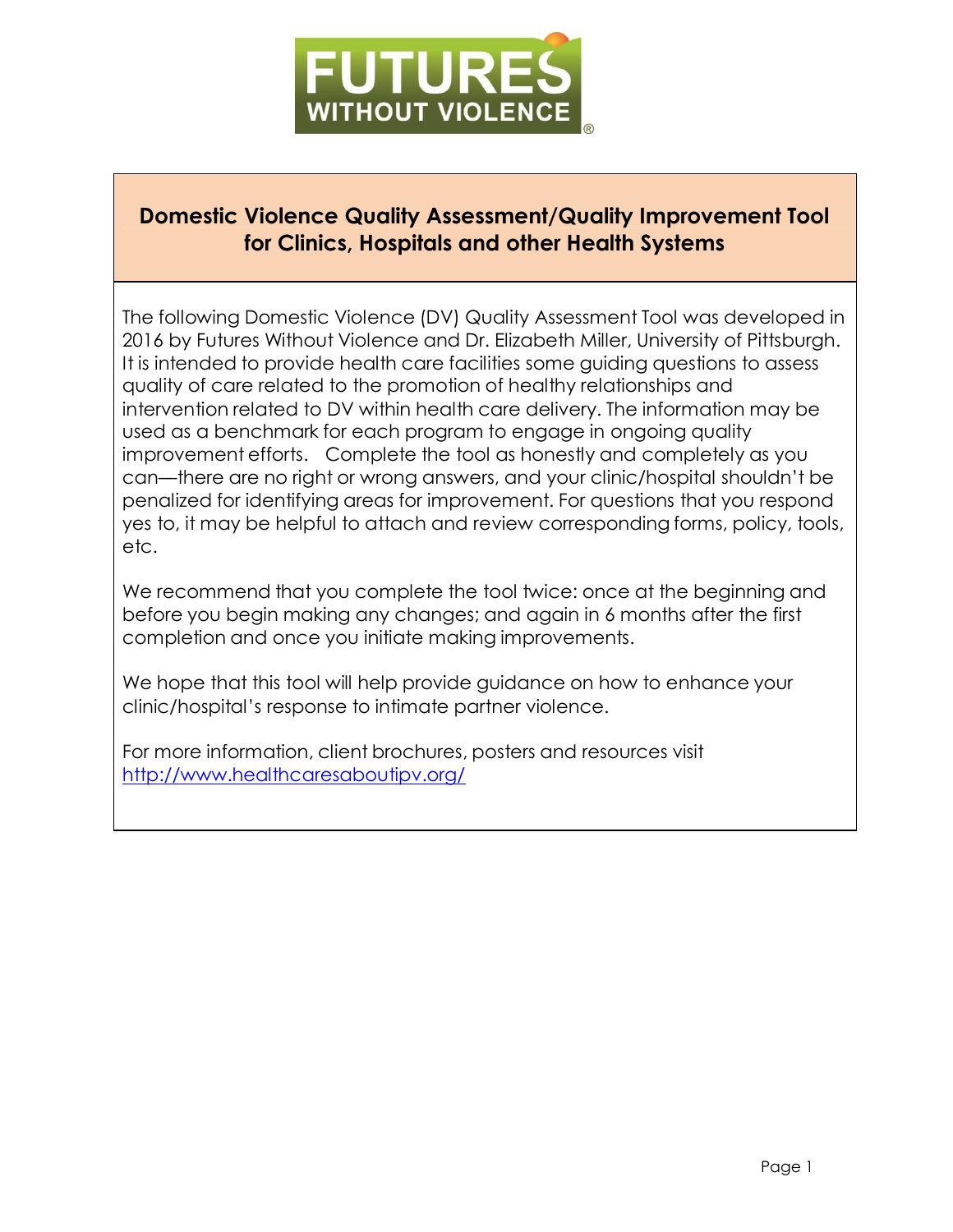FUTURES WITHOUT VIOLENCE®

## Domestic Violence Quality Assessment/Quality Improvement Tool for Clinics, Hospitals and other Health Systems

The following Domestic Violence (DV) Quality Assessment Tool was developed in 2016 by Futures Without Violence and Dr. Elizabeth Miller, University of Pittsburgh. It is intended to provide health care facilities some guiding questions to assess quality of care related to the promotion of healthy relationships and intervention related to DV within health care delivery. The information may be used as a benchmark for each program to engage in ongoing quality improvement efforts. Complete the tool as honestly and completely as you can—there are no right or wrong answers, and your clinic/hospital shouldn't be penalized for identifying areas for improvement. For questions that you respond yes to, it may be helpful to attach and review corresponding forms, policy, tools, etc.

We recommend that you complete the tool twice: once at the beginning and before you begin making any changes; and again in 6 months after the first completion and once you initiate making improvements.

We hope that this tool will help provide guidance on how to enhance your clinic/hospital's response to intimate partner violence.

For more information, client brochures, posters and resources visit http://www.healthcaresaboutipv.org/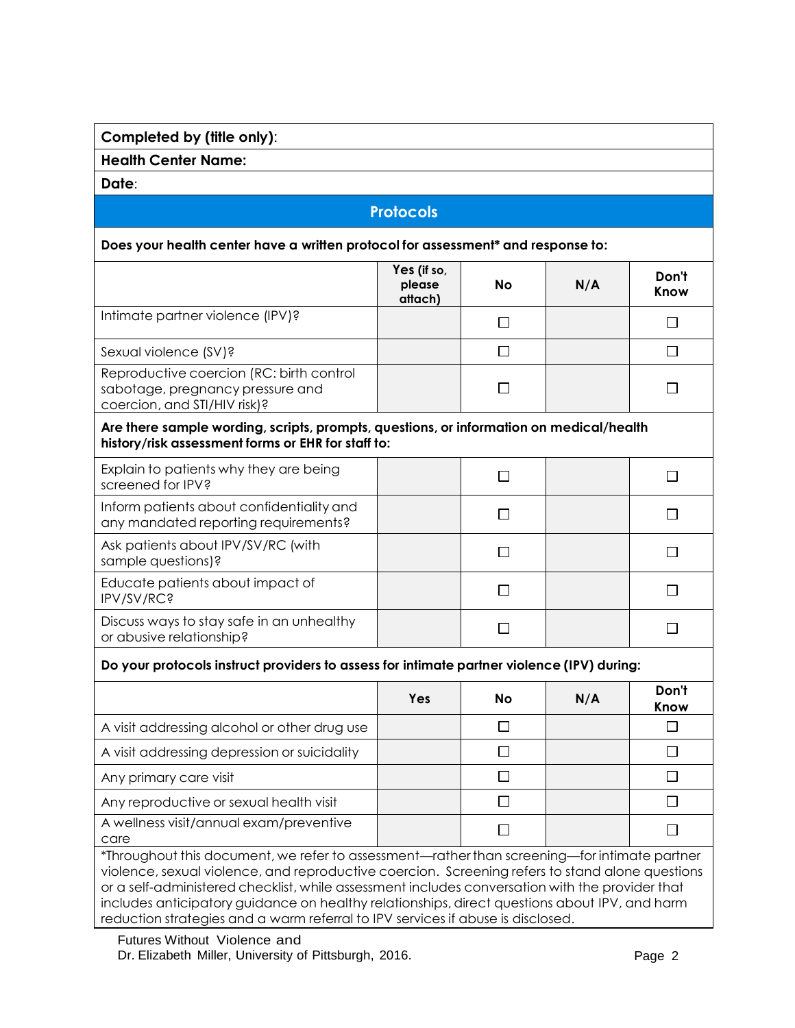**Completed by (title only)**:

**Health Center Name:**

**Date**:

## Protocols

**Does your health center have a written protocol for assessment* and response to:**

| | Yes (if so, please attach) | No | N/A | Don't Know |
|---|---|---|---|---|
| Intimate partner violence (IPV)? | | ☐ | | ☐ |
| Sexual violence (SV)? | | ☐ | | ☐ |
| Reproductive coercion (RC: birth control sabotage, pregnancy pressure and coercion, and STI/HIV risk)? | | ☐ | | ☐ |
| **Are there sample wording, scripts, prompts, questions, or information on medical/health history/risk assessment forms or EHR for staff to:** | | | | |
| Explain to patients why they are being screened for IPV? | | ☐ | | ☐ |
| Inform patients about confidentiality and any mandated reporting requirements? | | ☐ | | ☐ |
| Ask patients about IPV/SV/RC (with sample questions)? | | ☐ | | ☐ |
| Educate patients about impact of IPV/SV/RC? | | ☐ | | ☐ |
| Discuss ways to stay safe in an unhealthy or abusive relationship? | | ☐ | | ☐ |

**Do your protocols instruct providers to assess for intimate partner violence (IPV) during:**

| | Yes | No | N/A | Don't Know |
|---|---|---|---|---|
| A visit addressing alcohol or other drug use | | ☐ | | ☐ |
| A visit addressing depression or suicidality | | ☐ | | ☐ |
| Any primary care visit | | ☐ | | ☐ |
| Any reproductive or sexual health visit | | ☐ | | ☐ |
| A wellness visit/annual exam/preventive care | | ☐ | | ☐ |

*Throughout this document, we refer to assessment—rather than screening—for intimate partner violence, sexual violence, and reproductive coercion. Screening refers to stand alone questions or a self-administered checklist, while assessment includes conversation with the provider that includes anticipatory guidance on healthy relationships, direct questions about IPV, and harm reduction strategies and a warm referral to IPV services if abuse is disclosed.

Futures Without Violence and Dr. Elizabeth Miller, University of Pittsburgh, 2016.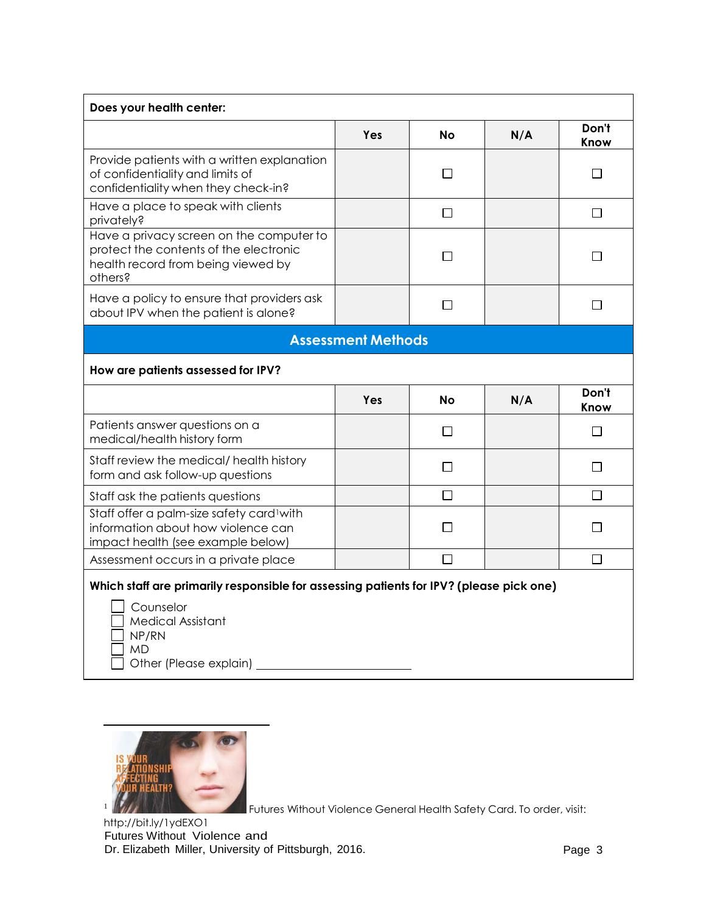| Does your health center: | | | | |
|---|---|---|---|---|
| | Yes | No | N/A | Don't Know |
| Provide patients with a written explanation of confidentiality and limits of confidentiality when they check-in? | | ☐ | | ☐ |
| Have a place to speak with clients privately? | | ☐ | | ☐ |
| Have a privacy screen on the computer to protect the contents of the electronic health record from being viewed by others? | | ☐ | | ☐ |
| Have a policy to ensure that providers ask about IPV when the patient is alone? | | ☐ | | ☐ |

## Assessment Methods

| How are patients assessed for IPV? | | | | |
|---|---|---|---|---|
| | Yes | No | N/A | Don't Know |
| Patients answer questions on a medical/health history form | | ☐ | | ☐ |
| Staff review the medical/ health history form and ask follow-up questions | | ☐ | | ☐ |
| Staff ask the patients questions | | ☐ | | ☐ |
| Staff offer a palm-size safety card[1] with information about how violence can impact health (see example below) | | ☐ | | ☐ |
| Assessment occurs in a private place | | ☐ | | ☐ |

**Which staff are primarily responsible for assessing patients for IPV? (please pick one)**

- ☐ Counselor
- ☐ Medical Assistant
- ☐ NP/RN
- ☐ MD
- ☐ Other (Please explain) ______________________

---

[1] Futures Without Violence General Health Safety Card. To order, visit: http://bit.ly/1ydEXO1

Futures Without Violence and Dr. Elizabeth Miller, University of Pittsburgh, 2016.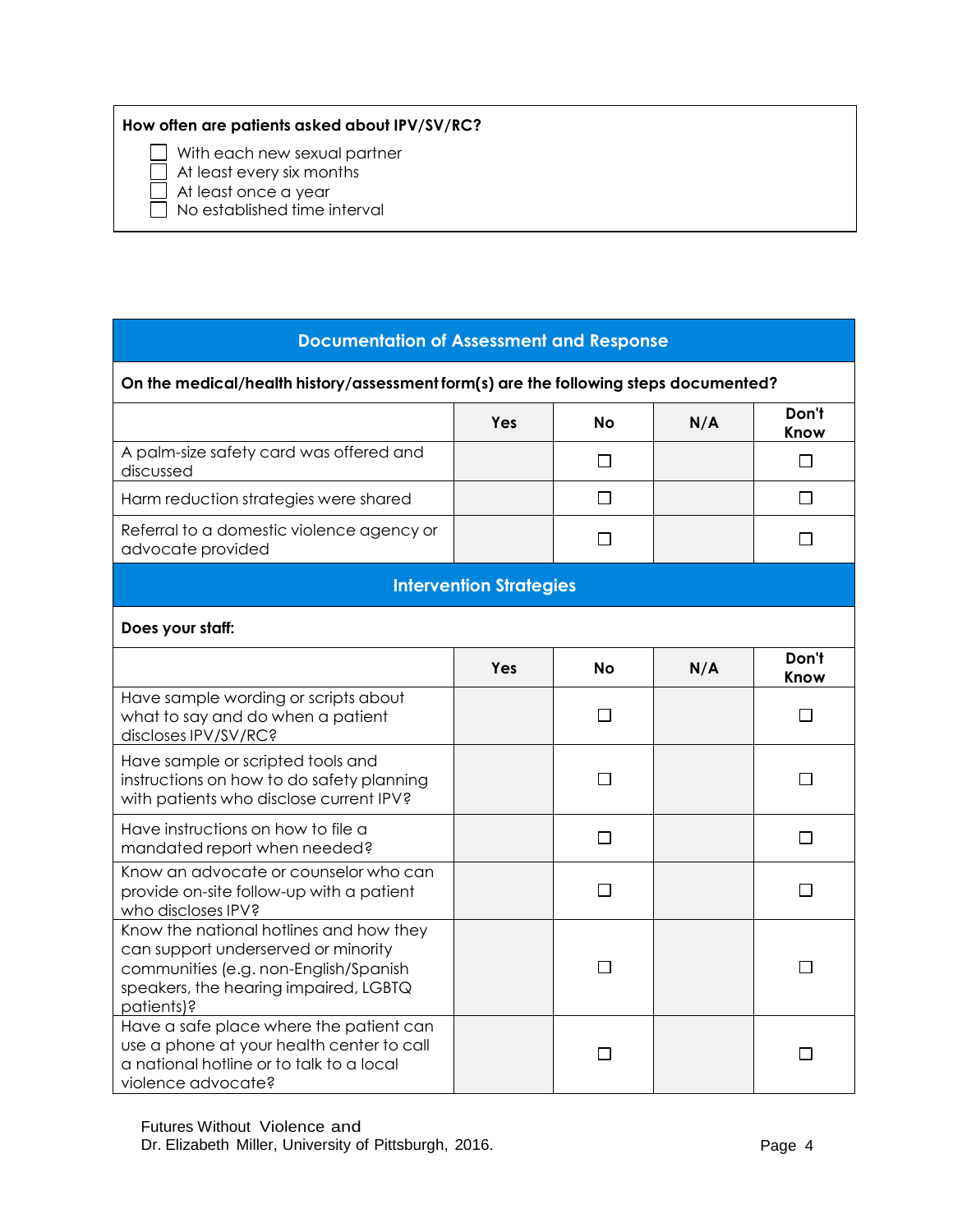**How often are patients asked about IPV/SV/RC?**

- ☐ With each new sexual partner
- ☐ At least every six months
- ☐ At least once a year
- ☐ No established time interval

## Documentation of Assessment and Response

**On the medical/health history/assessment form(s) are the following steps documented?**

| | Yes | No | N/A | Don't Know |
|---|---|---|---|---|
| A palm-size safety card was offered and discussed | | ☐ | | ☐ |
| Harm reduction strategies were shared | | ☐ | | ☐ |
| Referral to a domestic violence agency or advocate provided | | ☐ | | ☐ |

## Intervention Strategies

**Does your staff:**

| | Yes | No | N/A | Don't Know |
|---|---|---|---|---|
| Have sample wording or scripts about what to say and do when a patient discloses IPV/SV/RC? | | ☐ | | ☐ |
| Have sample or scripted tools and instructions on how to do safety planning with patients who disclose current IPV? | | ☐ | | ☐ |
| Have instructions on how to file a mandated report when needed? | | ☐ | | ☐ |
| Know an advocate or counselor who can provide on-site follow-up with a patient who discloses IPV? | | ☐ | | ☐ |
| Know the national hotlines and how they can support underserved or minority communities (e.g. non-English/Spanish speakers, the hearing impaired, LGBTQ patients)? | | ☐ | | ☐ |
| Have a safe place where the patient can use a phone at your health center to call a national hotline or to talk to a local violence advocate? | | ☐ | | ☐ |

Futures Without Violence and
Dr. Elizabeth Miller, University of Pittsburgh, 2016.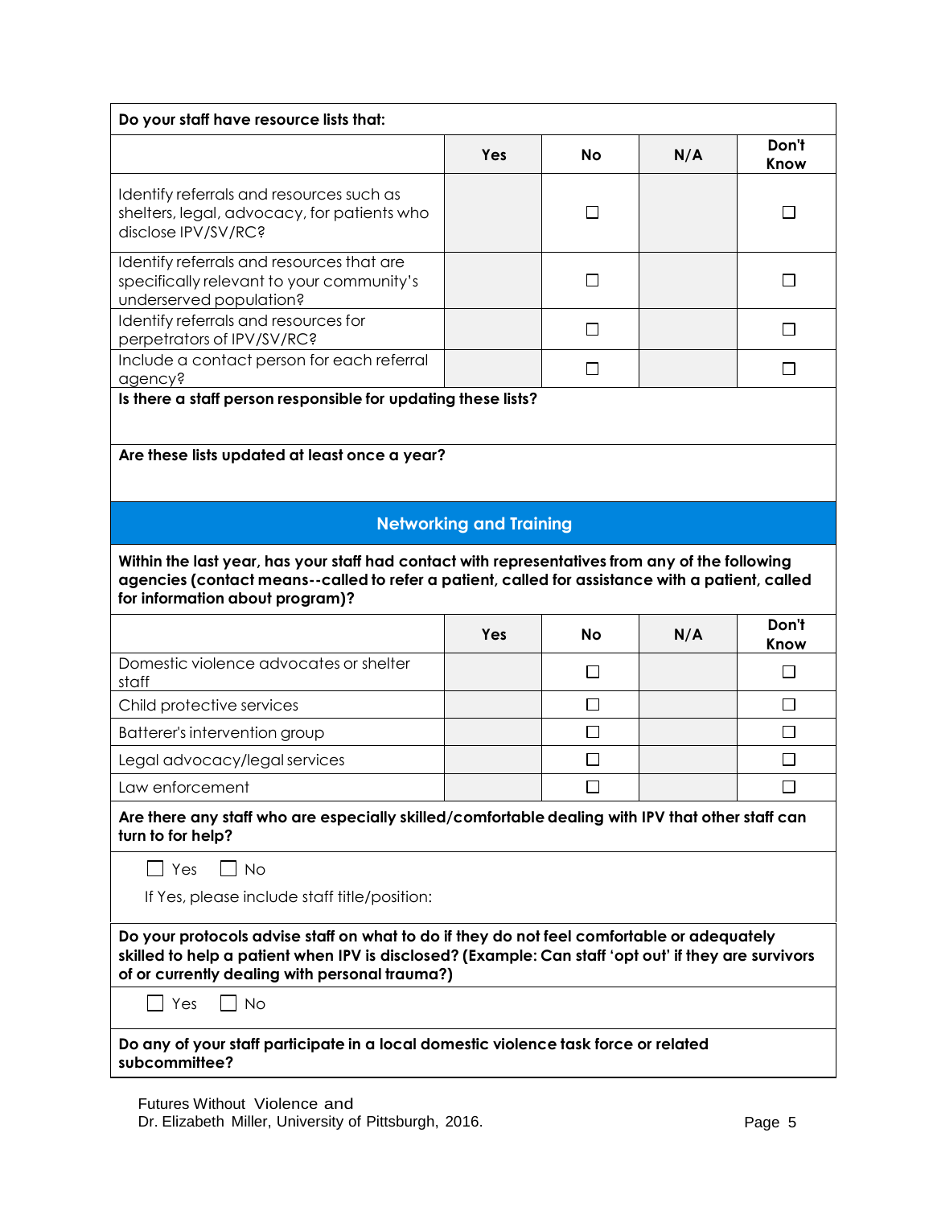| Do your staff have resource lists that: | | | | |
|---|---|---|---|---|
| | Yes | No | N/A | Don't Know |
| Identify referrals and resources such as shelters, legal, advocacy, for patients who disclose IPV/SV/RC? | | ☐ | | ☐ |
| Identify referrals and resources that are specifically relevant to your community's underserved population? | | ☐ | | ☐ |
| Identify referrals and resources for perpetrators of IPV/SV/RC? | | ☐ | | ☐ |
| Include a contact person for each referral agency? | | ☐ | | ☐ |

**Is there a staff person responsible for updating these lists?**

**Are these lists updated at least once a year?**

## Networking and Training

**Within the last year, has your staff had contact with representatives from any of the following agencies (contact means--called to refer a patient, called for assistance with a patient, called for information about program)?**

| | Yes | No | N/A | Don't Know |
|---|---|---|---|---|
| Domestic violence advocates or shelter staff | | ☐ | | ☐ |
| Child protective services | | ☐ | | ☐ |
| Batterer's intervention group | | ☐ | | ☐ |
| Legal advocacy/legal services | | ☐ | | ☐ |
| Law enforcement | | ☐ | | ☐ |

**Are there any staff who are especially skilled/comfortable dealing with IPV that other staff can turn to for help?**

☐ Yes ☐ No

If Yes, please include staff title/position:

**Do your protocols advise staff on what to do if they do not feel comfortable or adequately skilled to help a patient when IPV is disclosed? (Example: Can staff 'opt out' if they are survivors of or currently dealing with personal trauma?)**

☐ Yes ☐ No

**Do any of your staff participate in a local domestic violence task force or related subcommittee?**

Futures Without Violence and Dr. Elizabeth Miller, University of Pittsburgh, 2016.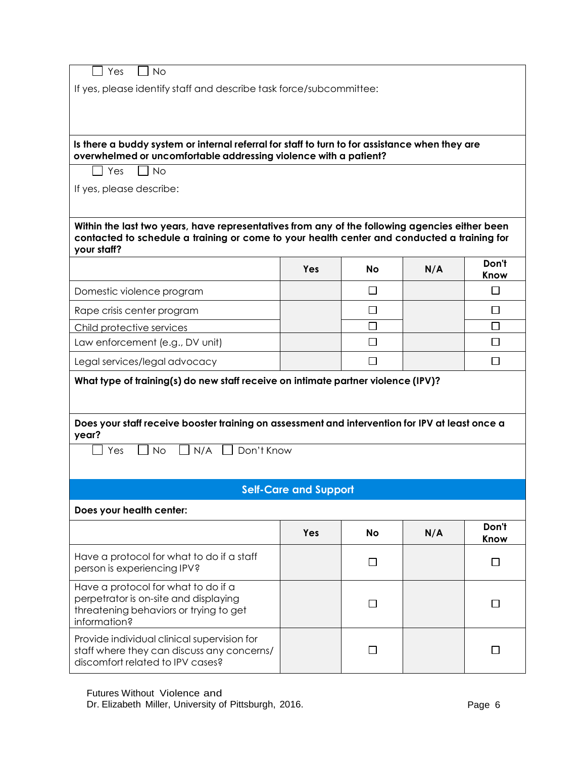☐ Yes ☐ No

If yes, please identify staff and describe task force/subcommittee:

**Is there a buddy system or internal referral for staff to turn to for assistance when they are overwhelmed or uncomfortable addressing violence with a patient?**

☐ Yes ☐ No

If yes, please describe:

**Within the last two years, have representatives from any of the following agencies either been contacted to schedule a training or come to your health center and conducted a training for your staff?**

| | Yes | No | N/A | Don't Know |
|---|---|---|---|---|
| Domestic violence program | | ☐ | | ☐ |
| Rape crisis center program | | ☐ | | ☐ |
| Child protective services | | ☐ | | ☐ |
| Law enforcement (e.g., DV unit) | | ☐ | | ☐ |
| Legal services/legal advocacy | | ☐ | | ☐ |

**What type of training(s) do new staff receive on intimate partner violence (IPV)?**

**Does your staff receive booster training on assessment and intervention for IPV at least once a year?**

☐ Yes ☐ No ☐ N/A ☐ Don't Know

## Self-Care and Support

**Does your health center:**

| | Yes | No | N/A | Don't Know |
|---|---|---|---|---|
| Have a protocol for what to do if a staff person is experiencing IPV? | | ☐ | | ☐ |
| Have a protocol for what to do if a perpetrator is on-site and displaying threatening behaviors or trying to get information? | | ☐ | | ☐ |
| Provide individual clinical supervision for staff where they can discuss any concerns/ discomfort related to IPV cases? | | ☐ | | ☐ |

Futures Without Violence and
Dr. Elizabeth Miller, University of Pittsburgh, 2016.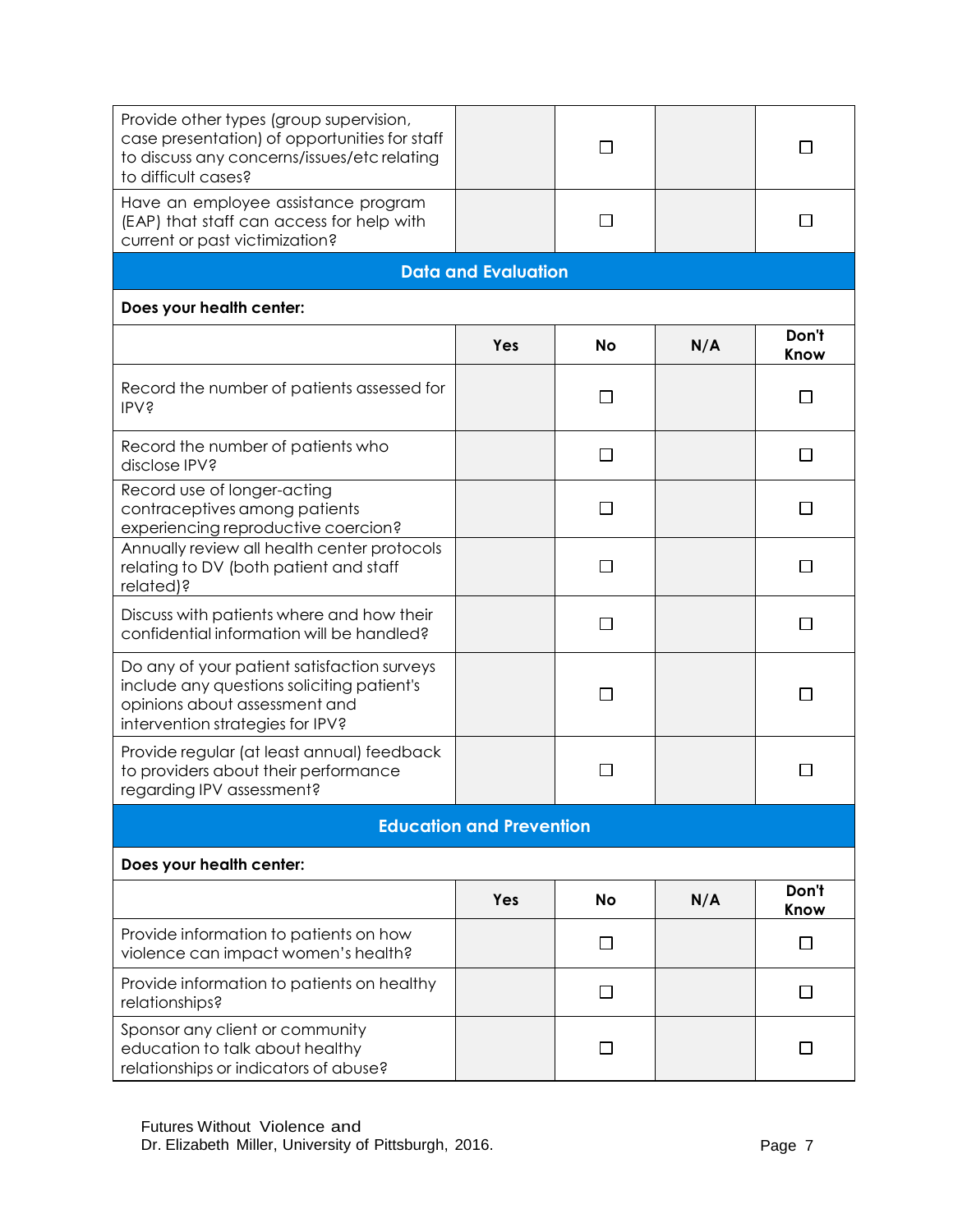| | | | | |
|---|---|---|---|---|
| Provide other types (group supervision, case presentation) of opportunities for staff to discuss any concerns/issues/etc relating to difficult cases? | | ☐ | | ☐ |
| Have an employee assistance program (EAP) that staff can access for help with current or past victimization? | | ☐ | | ☐ |

## Data and Evaluation

**Does your health center:**

| | Yes | No | N/A | Don't Know |
|---|---|---|---|---|
| Record the number of patients assessed for IPV? | | ☐ | | ☐ |
| Record the number of patients who disclose IPV? | | ☐ | | ☐ |
| Record use of longer-acting contraceptives among patients experiencing reproductive coercion? | | ☐ | | ☐ |
| Annually review all health center protocols relating to DV (both patient and staff related)? | | ☐ | | ☐ |
| Discuss with patients where and how their confidential information will be handled? | | ☐ | | ☐ |
| Do any of your patient satisfaction surveys include any questions soliciting patient's opinions about assessment and intervention strategies for IPV? | | ☐ | | ☐ |
| Provide regular (at least annual) feedback to providers about their performance regarding IPV assessment? | | ☐ | | ☐ |

## Education and Prevention

**Does your health center:**

| | Yes | No | N/A | Don't Know |
|---|---|---|---|---|
| Provide information to patients on how violence can impact women's health? | | ☐ | | ☐ |
| Provide information to patients on healthy relationships? | | ☐ | | ☐ |
| Sponsor any client or community education to talk about healthy relationships or indicators of abuse? | | ☐ | | ☐ |

Futures Without Violence and
Dr. Elizabeth Miller, University of Pittsburgh, 2016.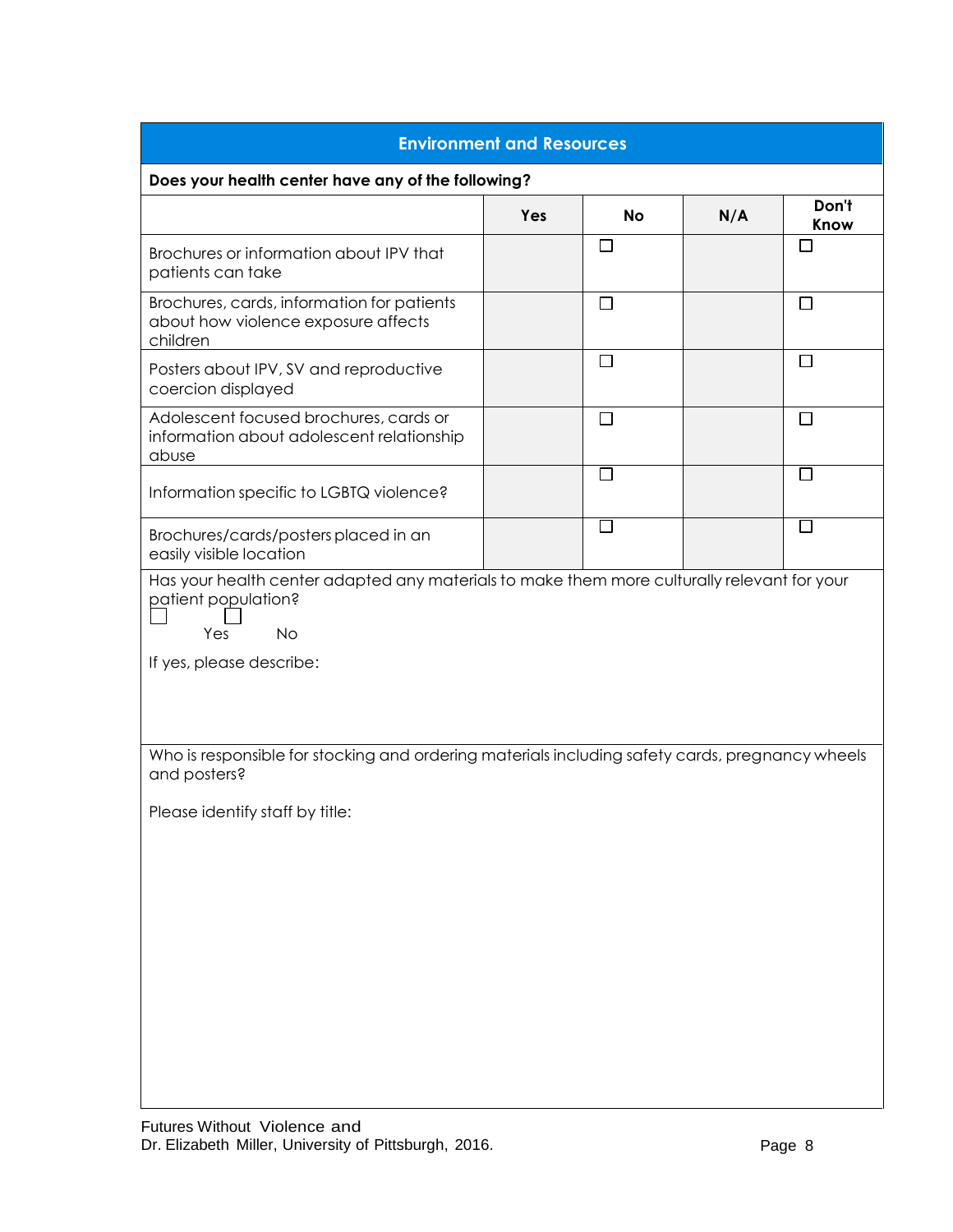## Environment and Resources

**Does your health center have any of the following?**

| | Yes | No | N/A | Don't Know |
|---|---|---|---|---|
| Brochures or information about IPV that patients can take | | ☐ | | ☐ |
| Brochures, cards, information for patients about how violence exposure affects children | | ☐ | | ☐ |
| Posters about IPV, SV and reproductive coercion displayed | | ☐ | | ☐ |
| Adolescent focused brochures, cards or information about adolescent relationship abuse | | ☐ | | ☐ |
| Information specific to LGBTQ violence? | | ☐ | | ☐ |
| Brochures/cards/posters placed in an easily visible location | | ☐ | | ☐ |

Has your health center adapted any materials to make them more culturally relevant for your patient population?

☐ Yes ☐ No

If yes, please describe:

Who is responsible for stocking and ordering materials including safety cards, pregnancy wheels and posters?

Please identify staff by title:

Futures Without Violence and
Dr. Elizabeth Miller, University of Pittsburgh, 2016.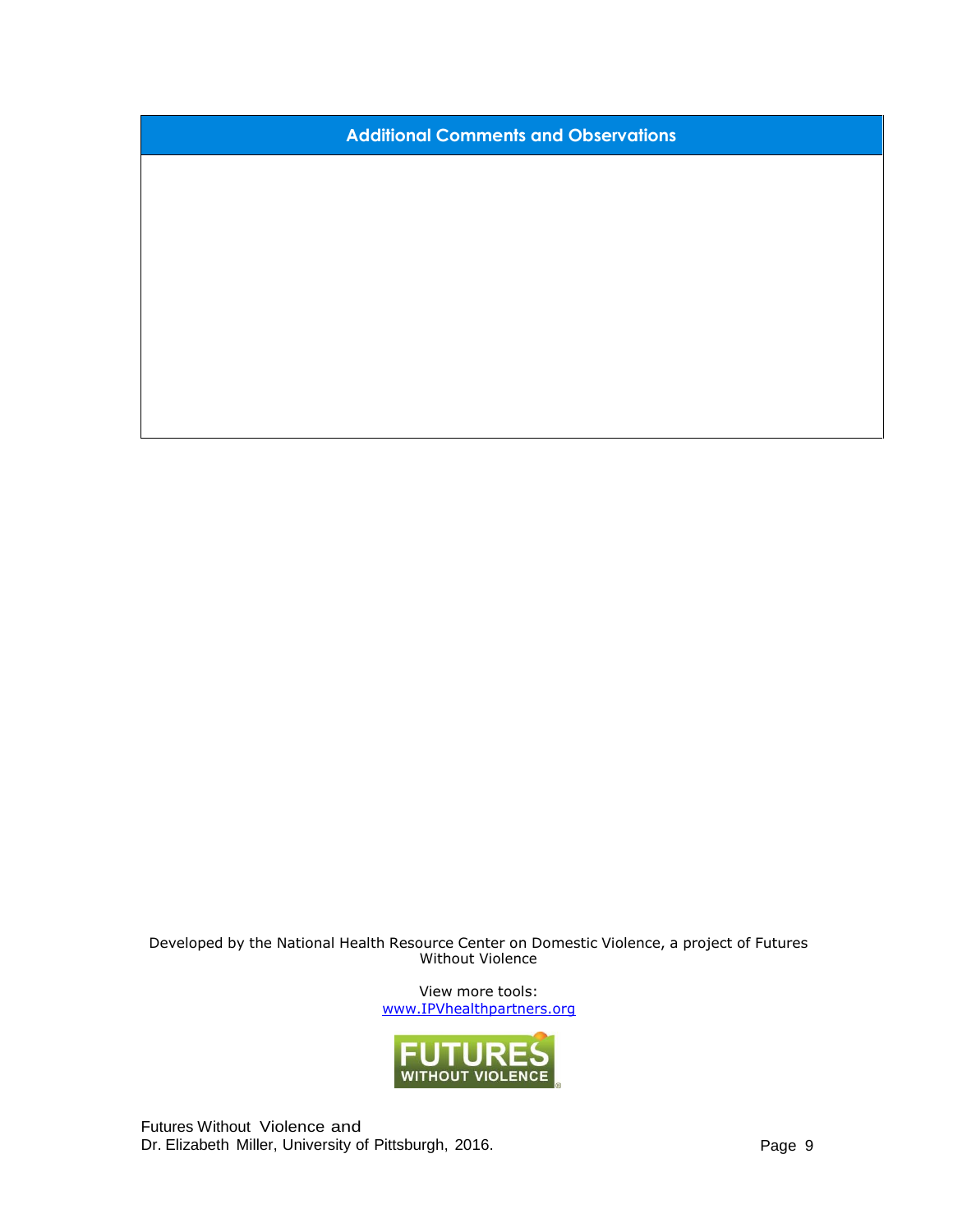| Additional Comments and Observations |
|---|
| |

Developed by the National Health Resource Center on Domestic Violence, a project of Futures Without Violence

View more tools:
www.IPVhealthpartners.org

Futures Without Violence and
Dr. Elizabeth Miller, University of Pittsburgh, 2016.